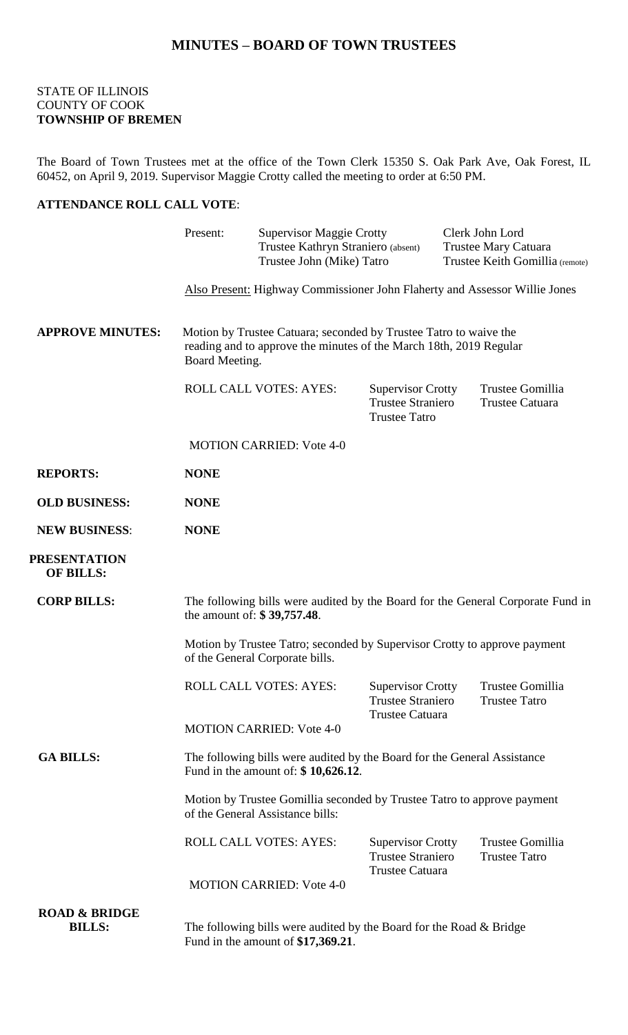# MINUTES – BOARD OF TOWN TRUSTEES

STATE OF ILLINOIS
COUNTY OF COOK
**TOWNSHIP OF BREMEN**

The Board of Town Trustees met at the office of the Town Clerk 15350 S. Oak Park Ave, Oak Forest, IL 60452, on April 9, 2019. Supervisor Maggie Crotty called the meeting to order at 6:50 PM.

**ATTENDANCE ROLL CALL VOTE**:

| Present: | Supervisor Maggie Crotty | Clerk John Lord |
|---|---|---|
| | Trustee Kathryn Straniero (absent) | Trustee Mary Catuara |
| | Trustee John (Mike) Tatro | Trustee Keith Gomillia (remote) |

Also Present: Highway Commissioner John Flaherty and Assessor Willie Jones

**APPROVE MINUTES:** Motion by Trustee Catuara; seconded by Trustee Tatro to waive the reading and to approve the minutes of the March 18th, 2019 Regular Board Meeting.

ROLL CALL VOTES: AYES: Supervisor Crotty, Trustee Straniero, Trustee Tatro, Trustee Gomillia, Trustee Catuara

MOTION CARRIED: Vote 4-0

**REPORTS:** **NONE**

**OLD BUSINESS:** **NONE**

**NEW BUSINESS**: **NONE**

**PRESENTATION OF BILLS:**

**CORP BILLS:** The following bills were audited by the Board for the General Corporate Fund in the amount of: **$ 39,757.48**.

Motion by Trustee Tatro; seconded by Supervisor Crotty to approve payment of the General Corporate bills.

ROLL CALL VOTES: AYES: Supervisor Crotty, Trustee Straniero, Trustee Catuara, Trustee Gomillia, Trustee Tatro

MOTION CARRIED: Vote 4-0

**GA BILLS:** The following bills were audited by the Board for the General Assistance Fund in the amount of: **$ 10,626.12**.

Motion by Trustee Gomillia seconded by Trustee Tatro to approve payment of the General Assistance bills:

ROLL CALL VOTES: AYES: Supervisor Crotty, Trustee Straniero, Trustee Catuara, Trustee Gomillia, Trustee Tatro

MOTION CARRIED: Vote 4-0

**ROAD & BRIDGE BILLS:** The following bills were audited by the Board for the Road & Bridge Fund in the amount of **$17,369.21**.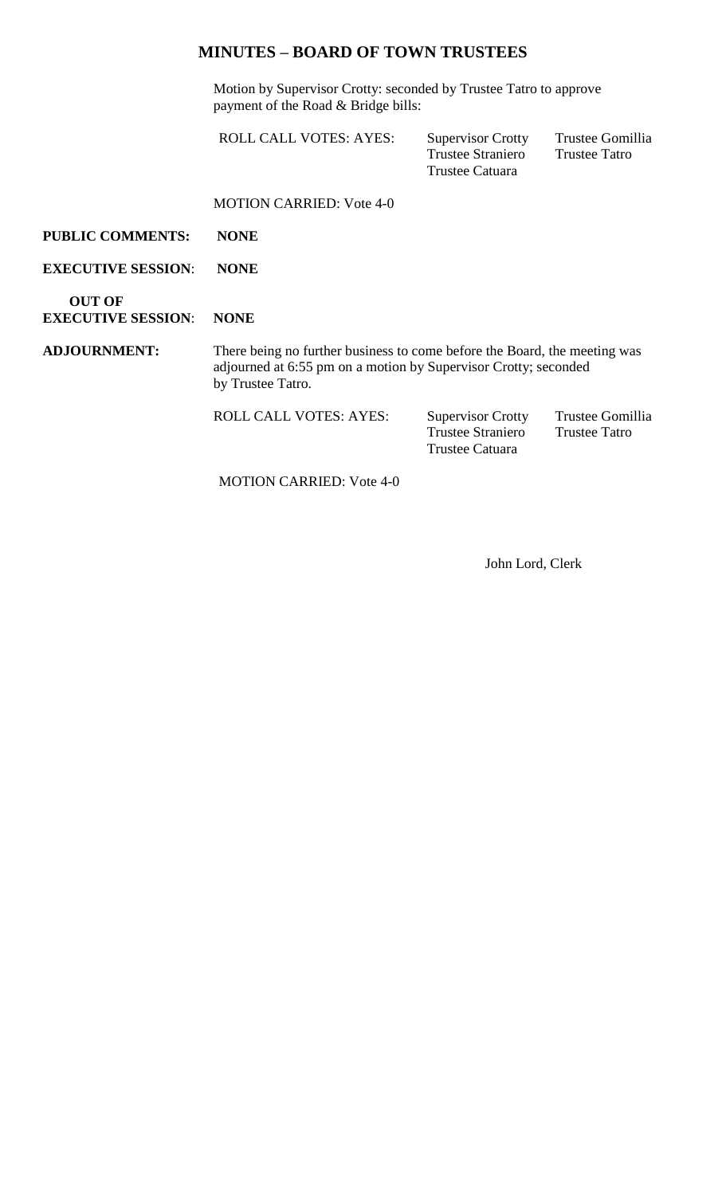## MINUTES – BOARD OF TOWN TRUSTEES

Motion by Supervisor Crotty: seconded by Trustee Tatro to approve payment of the Road & Bridge bills:

| | | |
|---|---|---|
| ROLL CALL VOTES: AYES: | Supervisor Crotty<br>Trustee Straniero<br>Trustee Catuara | Trustee Gomillia<br>Trustee Tatro |

MOTION CARRIED: Vote 4-0

**PUBLIC COMMENTS:** **NONE**

**EXECUTIVE SESSION**: **NONE**

**OUT OF EXECUTIVE SESSION**: **NONE**

**ADJOURNMENT:** There being no further business to come before the Board, the meeting was adjourned at 6:55 pm on a motion by Supervisor Crotty; seconded by Trustee Tatro.

| | | |
|---|---|---|
| ROLL CALL VOTES: AYES: | Supervisor Crotty<br>Trustee Straniero<br>Trustee Catuara | Trustee Gomillia<br>Trustee Tatro |

MOTION CARRIED: Vote 4-0

John Lord, Clerk